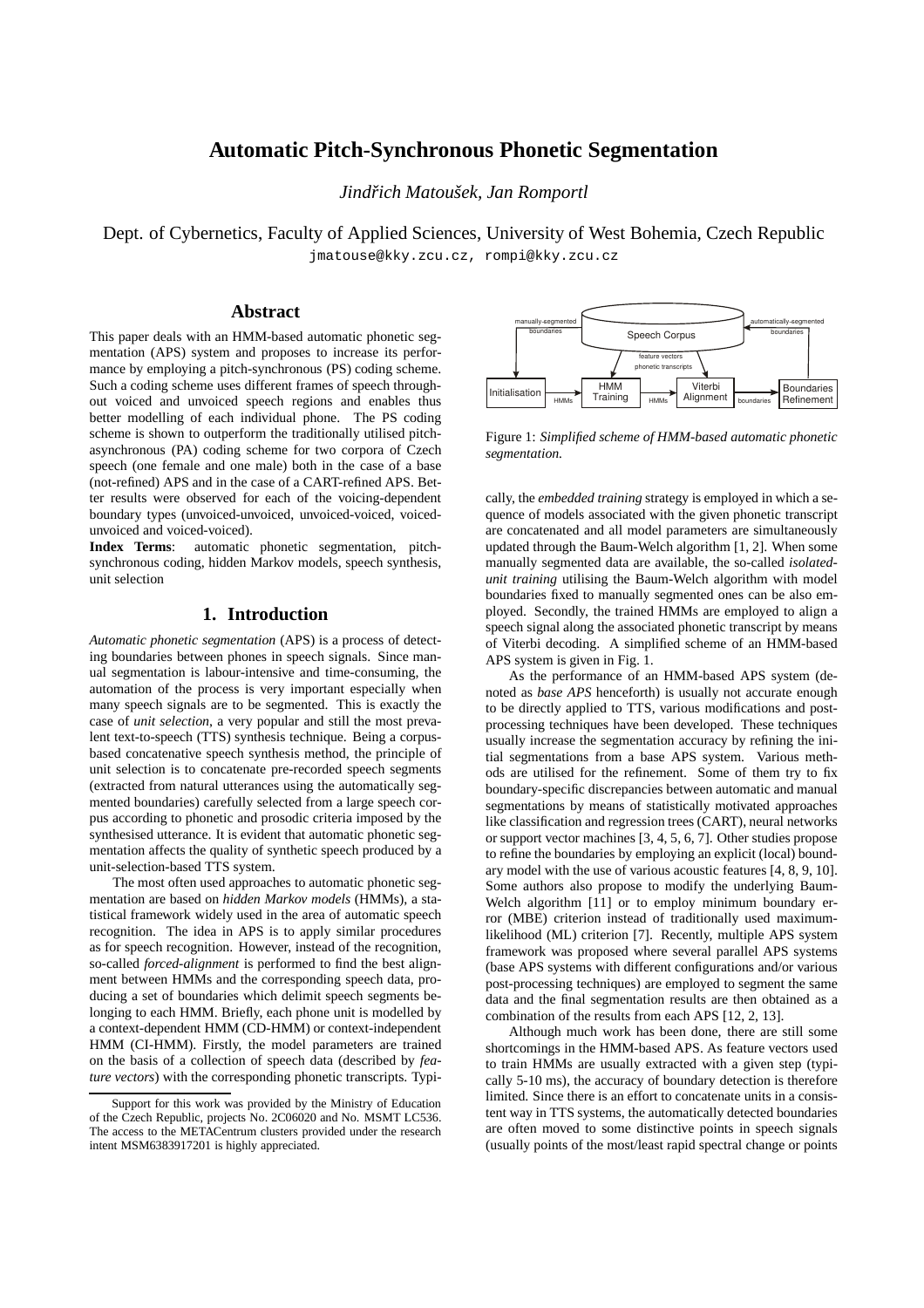# Automatic Pitch-Synchronous Phonetic Segmentation

*Jindřich Matoušek, Jan Romportl*

Dept. of Cybernetics, Faculty of Applied Sciences, University of West Bohemia, Czech Republic
jmatouse@kky.zcu.cz, rompi@kky.zcu.cz

## Abstract

This paper deals with an HMM-based automatic phonetic segmentation (APS) system and proposes to increase its performance by employing a pitch-synchronous (PS) coding scheme. Such a coding scheme uses different frames of speech throughout voiced and unvoiced speech regions and enables thus better modelling of each individual phone. The PS coding scheme is shown to outperform the traditionally utilised pitch-asynchronous (PA) coding scheme for two corpora of Czech speech (one female and one male) both in the case of a base (not-refined) APS and in the case of a CART-refined APS. Better results were observed for each of the voicing-dependent boundary types (unvoiced-unvoiced, unvoiced-voiced, voiced-unvoiced and voiced-voiced).

**Index Terms**: automatic phonetic segmentation, pitch-synchronous coding, hidden Markov models, speech synthesis, unit selection

## 1. Introduction

*Automatic phonetic segmentation* (APS) is a process of detecting boundaries between phones in speech signals. Since manual segmentation is labour-intensive and time-consuming, the automation of the process is very important especially when many speech signals are to be segmented. This is exactly the case of *unit selection*, a very popular and still the most prevalent text-to-speech (TTS) synthesis technique. Being a corpus-based concatenative speech synthesis method, the principle of unit selection is to concatenate pre-recorded speech segments (extracted from natural utterances using the automatically segmented boundaries) carefully selected from a large speech corpus according to phonetic and prosodic criteria imposed by the synthesised utterance. It is evident that automatic phonetic segmentation affects the quality of synthetic speech produced by a unit-selection-based TTS system.

The most often used approaches to automatic phonetic segmentation are based on *hidden Markov models* (HMMs), a statistical framework widely used in the area of automatic speech recognition. The idea in APS is to apply similar procedures as for speech recognition. However, instead of the recognition, so-called *forced-alignment* is performed to find the best alignment between HMMs and the corresponding speech data, producing a set of boundaries which delimit speech segments belonging to each HMM. Briefly, each phone unit is modelled by a context-dependent HMM (CD-HMM) or context-independent HMM (CI-HMM). Firstly, the model parameters are trained on the basis of a collection of speech data (described by *feature vectors*) with the corresponding phonetic transcripts. Typically, the *embedded training* strategy is employed in which a sequence of models associated with the given phonetic transcript are concatenated and all model parameters are simultaneously updated through the Baum-Welch algorithm [1, 2]. When some manually segmented data are available, the so-called *isolated-unit training* utilising the Baum-Welch algorithm with model boundaries fixed to manually segmented ones can be also employed. Secondly, the trained HMMs are employed to align a speech signal along the associated phonetic transcript by means of Viterbi decoding. A simplified scheme of an HMM-based APS system is given in Fig. 1.

Figure 1: *Simplified scheme of HMM-based automatic phonetic segmentation.*

As the performance of an HMM-based APS system (denoted as *base APS* henceforth) is usually not accurate enough to be directly applied to TTS, various modifications and post-processing techniques have been developed. These techniques usually increase the segmentation accuracy by refining the initial segmentations from a base APS system. Various methods are utilised for the refinement. Some of them try to fix boundary-specific discrepancies between automatic and manual segmentations by means of statistically motivated approaches like classification and regression trees (CART), neural networks or support vector machines [3, 4, 5, 6, 7]. Other studies propose to refine the boundaries by employing an explicit (local) boundary model with the use of various acoustic features [4, 8, 9, 10]. Some authors also propose to modify the underlying Baum-Welch algorithm [11] or to employ minimum boundary error (MBE) criterion instead of traditionally used maximum-likelihood (ML) criterion [7]. Recently, multiple APS system framework was proposed where several parallel APS systems (base APS systems with different configurations and/or various post-processing techniques) are employed to segment the same data and the final segmentation results are then obtained as a combination of the results from each APS [12, 2, 13].

Although much work has been done, there are still some shortcomings in the HMM-based APS. As feature vectors used to train HMMs are usually extracted with a given step (typically 5-10 ms), the accuracy of boundary detection is therefore limited. Since there is an effort to concatenate units in a consistent way in TTS systems, the automatically detected boundaries are often moved to some distinctive points in speech signals (usually points of the most/least rapid spectral change or points

Support for this work was provided by the Ministry of Education of the Czech Republic, projects No. 2C06020 and No. MSMT LC536. The access to the METACentrum clusters provided under the research intent MSM6383917201 is highly appreciated.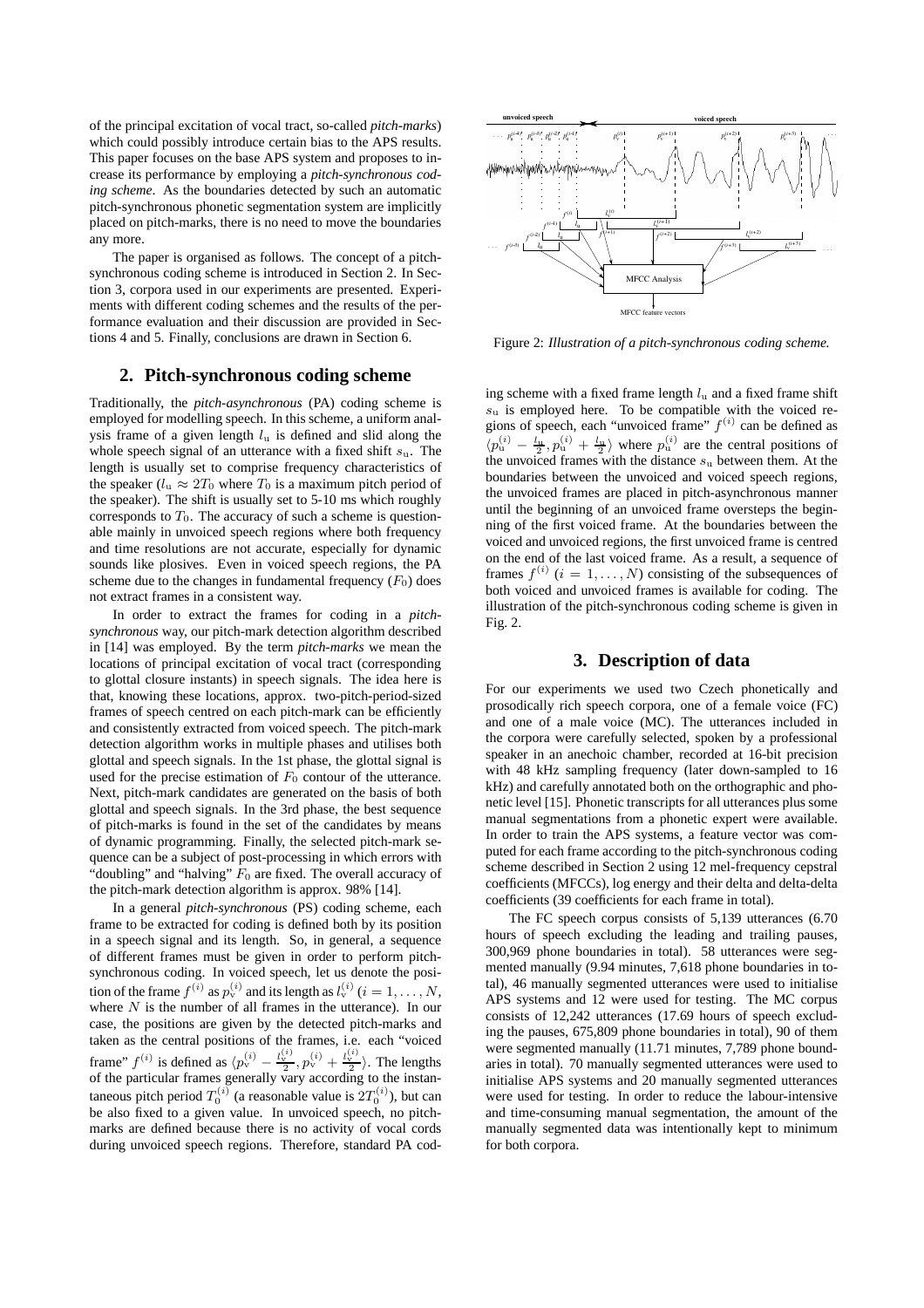of the principal excitation of vocal tract, so-called *pitch-marks*) which could possibly introduce certain bias to the APS results. This paper focuses on the base APS system and proposes to increase its performance by employing a *pitch-synchronous coding scheme*. As the boundaries detected by such an automatic pitch-synchronous phonetic segmentation system are implicitly placed on pitch-marks, there is no need to move the boundaries any more.

The paper is organised as follows. The concept of a pitch-synchronous coding scheme is introduced in Section 2. In Section 3, corpora used in our experiments are presented. Experiments with different coding schemes and the results of the performance evaluation and their discussion are provided in Sections 4 and 5. Finally, conclusions are drawn in Section 6.

## 2. Pitch-synchronous coding scheme

Traditionally, the *pitch-asynchronous* (PA) coding scheme is employed for modelling speech. In this scheme, a uniform analysis frame of a given length $l_\mathrm{u}$ is defined and slid along the whole speech signal of an utterance with a fixed shift $s_\mathrm{u}$. The length is usually set to comprise frequency characteristics of the speaker ($l_\mathrm{u} \approx 2T_0$ where $T_0$ is a maximum pitch period of the speaker). The shift is usually set to 5-10 ms which roughly corresponds to $T_0$. The accuracy of such a scheme is questionable mainly in unvoiced speech regions where both frequency and time resolutions are not accurate, especially for dynamic sounds like plosives. Even in voiced speech regions, the PA scheme due to the changes in fundamental frequency ($F_0$) does not extract frames in a consistent way.

In order to extract the frames for coding in a *pitch-synchronous* way, our pitch-mark detection algorithm described in [14] was employed. By the term *pitch-marks* we mean the locations of principal excitation of vocal tract (corresponding to glottal closure instants) in speech signals. The idea here is that, knowing these locations, approx. two-pitch-period-sized frames of speech centred on each pitch-mark can be efficiently and consistently extracted from voiced speech. The pitch-mark detection algorithm works in multiple phases and utilises both glottal and speech signals. In the 1st phase, the glottal signal is used for the precise estimation of $F_0$ contour of the utterance. Next, pitch-mark candidates are generated on the basis of both glottal and speech signals. In the 3rd phase, the best sequence of pitch-marks is found in the set of the candidates by means of dynamic programming. Finally, the selected pitch-mark sequence can be a subject of post-processing in which errors with "doubling" and "halving" $F_0$ are fixed. The overall accuracy of the pitch-mark detection algorithm is approx. 98% [14].

In a general *pitch-synchronous* (PS) coding scheme, each frame to be extracted for coding is defined both by its position in a speech signal and its length. So, in general, a sequence of different frames must be given in order to perform pitch-synchronous coding. In voiced speech, let us denote the position of the frame $f^{(i)}$ as $p_\mathrm{v}^{(i)}$ and its length as $l_\mathrm{v}^{(i)}$ ($i = 1, \ldots, N$, where $N$ is the number of all frames in the utterance). In our case, the positions are given by the detected pitch-marks and taken as the central positions of the frames, i.e. each "voiced frame" $f^{(i)}$ is defined as $\langle p_\mathrm{v}^{(i)} - \frac{l_\mathrm{v}^{(i)}}{2}, p_\mathrm{v}^{(i)} + \frac{l_\mathrm{v}^{(i)}}{2} \rangle$. The lengths of the particular frames generally vary according to the instantaneous pitch period $T_0^{(i)}$ (a reasonable value is $2T_0^{(i)}$), but can be also fixed to a given value. In unvoiced speech, no pitch-marks are defined because there is no activity of vocal cords during unvoiced speech regions. Therefore, standard PA coding scheme with a fixed frame length $l_\mathrm{u}$ and a fixed frame shift $s_\mathrm{u}$ is employed here. To be compatible with the voiced regions of speech, each "unvoiced frame" $f^{(i)}$ can be defined as $\langle p_\mathrm{u}^{(i)} - \frac{l_\mathrm{u}}{2}, p_\mathrm{u}^{(i)} + \frac{l_\mathrm{u}}{2} \rangle$ where $p_\mathrm{u}^{(i)}$ are the central positions of the unvoiced frames with the distance $s_\mathrm{u}$ between them. At the boundaries between the unvoiced and voiced speech regions, the unvoiced frames are placed in pitch-asynchronous manner until the beginning of an unvoiced frame oversteps the beginning of the first voiced frame. At the boundaries between the voiced and unvoiced regions, the first unvoiced frame is centred on the end of the last voiced frame. As a result, a sequence of frames $f^{(i)}$ ($i = 1, \ldots, N$) consisting of the subsequences of both voiced and unvoiced frames is available for coding. The illustration of the pitch-synchronous coding scheme is given in Fig. 2.

Figure 2: *Illustration of a pitch-synchronous coding scheme.*

## 3. Description of data

For our experiments we used two Czech phonetically and prosodically rich speech corpora, one of a female voice (FC) and one of a male voice (MC). The utterances included in the corpora were carefully selected, spoken by a professional speaker in an anechoic chamber, recorded at 16-bit precision with 48 kHz sampling frequency (later down-sampled to 16 kHz) and carefully annotated both on the orthographic and phonetic level [15]. Phonetic transcripts for all utterances plus some manual segmentations from a phonetic expert were available. In order to train the APS systems, a feature vector was computed for each frame according to the pitch-synchronous coding scheme described in Section 2 using 12 mel-frequency cepstral coefficients (MFCCs), log energy and their delta and delta-delta coefficients (39 coefficients for each frame in total).

The FC speech corpus consists of 5,139 utterances (6.70 hours of speech excluding the leading and trailing pauses, 300,969 phone boundaries in total). 58 utterances were segmented manually (9.94 minutes, 7,618 phone boundaries in total), 46 manually segmented utterances were used to initialise APS systems and 12 were used for testing. The MC corpus consists of 12,242 utterances (17.69 hours of speech excluding the pauses, 675,809 phone boundaries in total), 90 of them were segmented manually (11.71 minutes, 7,789 phone boundaries in total). 70 manually segmented utterances were used to initialise APS systems and 20 manually segmented utterances were used for testing. In order to reduce the labour-intensive and time-consuming manual segmentation, the amount of the manually segmented data was intentionally kept to minimum for both corpora.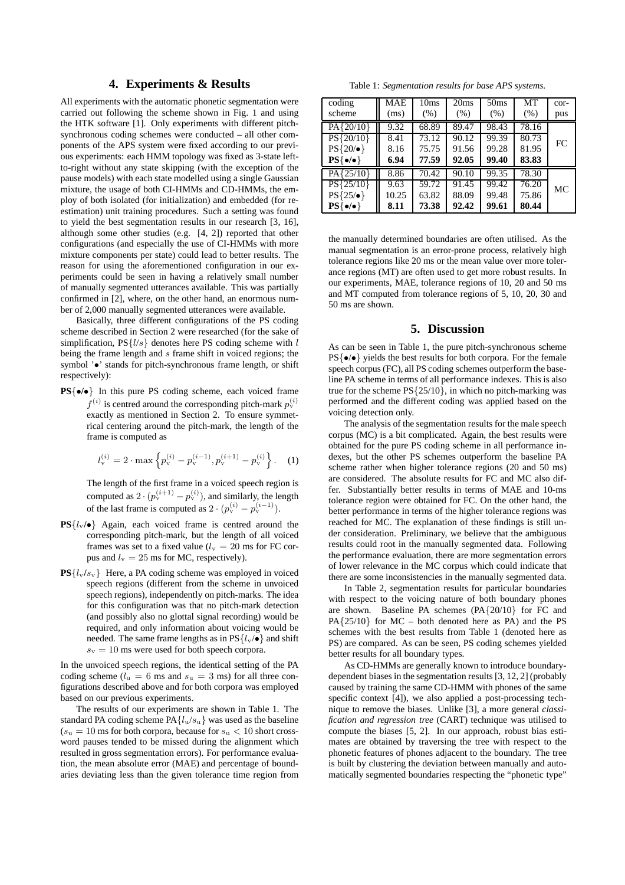## 4. Experiments & Results

All experiments with the automatic phonetic segmentation were carried out following the scheme shown in Fig. 1 and using the HTK software [1]. Only experiments with different pitch-synchronous coding schemes were conducted – all other components of the APS system were fixed according to our previous experiments: each HMM topology was fixed as 3-state left-to-right without any state skipping (with the exception of the pause models) with each state modelled using a single Gaussian mixture, the usage of both CI-HMMs and CD-HMMs, the employ of both isolated (for initialization) and embedded (for re-estimation) unit training procedures. Such a setting was found to yield the best segmentation results in our research [3, 16], although some other studies (e.g. [4, 2]) reported that other configurations (and especially the use of CI-HMMs with more mixture components per state) could lead to better results. The reason for using the aforementioned configuration in our experiments could be seen in having a relatively small number of manually segmented utterances available. This was partially confirmed in [2], where, on the other hand, an enormous number of 2,000 manually segmented utterances were available.

Basically, three different configurations of the PS coding scheme described in Section 2 were researched (for the sake of simplification, PS$\{l/s\}$ denotes here PS coding scheme with $l$ being the frame length and $s$ frame shift in voiced regions; the symbol '•' stands for pitch-synchronous frame length, or shift respectively):

- **PS{•/•}** In this pure PS coding scheme, each voiced frame $f^{(i)}$ is centred around the corresponding pitch-mark $p_{\rm v}^{(i)}$ exactly as mentioned in Section 2. To ensure symmetrical centering around the pitch-mark, the length of the frame is computed as

$$l_{\rm v}^{(i)} = 2 \cdot \max\left\{p_{\rm v}^{(i)} - p_{\rm v}^{(i-1)}, p_{\rm v}^{(i+1)} - p_{\rm v}^{(i)}\right\}. \quad (1)$$

  The length of the first frame in a voiced speech region is computed as $2 \cdot (p_{\rm v}^{(i+1)} - p_{\rm v}^{(i)})$, and similarly, the length of the last frame is computed as $2 \cdot (p_{\rm v}^{(i)} - p_{\rm v}^{(i-1)})$.

- **PS**$\{l_{\rm v}/\bullet\}$ Again, each voiced frame is centred around the corresponding pitch-mark, but the length of all voiced frames was set to a fixed value ($l_{\rm v} = 20$ ms for FC corpus and $l_{\rm v} = 25$ ms for MC, respectively).

- **PS**$\{l_{\rm v}/s_{\rm v}\}$ Here, a PA coding scheme was employed in voiced speech regions (different from the scheme in unvoiced speech regions), independently on pitch-marks. The idea for this configuration was that no pitch-mark detection (and possibly also no glottal signal recording) would be required, and only information about voicing would be needed. The same frame lengths as in PS$\{l_{\rm v}/\bullet\}$ and shift $s_{\rm v} = 10$ ms were used for both speech corpora.

In the unvoiced speech regions, the identical setting of the PA coding scheme ($l_{\rm u} = 6$ ms and $s_{\rm u} = 3$ ms) for all three configurations described above and for both corpora was employed based on our previous experiments.

The results of our experiments are shown in Table 1. The standard PA coding scheme PA$\{l_{\rm u}/s_{\rm u}\}$ was used as the baseline ($s_{\rm u} = 10$ ms for both corpora, because for $s_{\rm u} < 10$ short cross-word pauses tended to be missed during the alignment which resulted in gross segmentation errors). For performance evaluation, the mean absolute error (MAE) and percentage of boundaries deviating less than the given tolerance time region from the manually determined boundaries are often utilised. As the manual segmentation is an error-prone process, relatively high tolerance regions like 20 ms or the mean value over more tolerance regions (MT) are often used to get more robust results. In our experiments, MAE, tolerance regions of 10, 20 and 50 ms and MT computed from tolerance regions of 5, 10, 20, 30 and 50 ms are shown.

Table 1: *Segmentation results for base APS systems.*

| coding scheme | MAE (ms) | 10ms (%) | 20ms (%) | 50ms (%) | MT (%) | corpus |
|---|---|---|---|---|---|---|
| PA{20/10} | 9.32 | 68.89 | 89.47 | 98.43 | 78.16 | FC |
| PS{20/10} | 8.41 | 73.12 | 90.12 | 99.39 | 80.73 | |
| PS{20/•} | 8.16 | 75.75 | 91.56 | 99.28 | 81.95 | |
| **PS{•/•}** | **6.94** | **77.59** | **92.05** | **99.40** | **83.83** | |
| PA{25/10} | 8.86 | 70.42 | 90.10 | 99.35 | 78.30 | MC |
| PS{25/10} | 9.63 | 59.72 | 91.45 | 99.42 | 76.20 | |
| PS{25/•} | 10.25 | 63.82 | 88.09 | 99.48 | 75.86 | |
| **PS{•/•}** | **8.11** | **73.38** | **92.42** | **99.61** | **80.44** | |

## 5. Discussion

As can be seen in Table 1, the pure pitch-synchronous scheme PS{•/•} yields the best results for both corpora. For the female speech corpus (FC), all PS coding schemes outperform the baseline PA scheme in terms of all performance indexes. This is also true for the scheme PS{25/10}, in which no pitch-marking was performed and the different coding was applied based on the voicing detection only.

The analysis of the segmentation results for the male speech corpus (MC) is a bit complicated. Again, the best results were obtained for the pure PS coding scheme in all performance indexes, but the other PS schemes outperform the baseline PA scheme rather when higher tolerance regions (20 and 50 ms) are considered. The absolute results for FC and MC also differ. Substantially better results in terms of MAE and 10-ms tolerance region were obtained for FC. On the other hand, the better performance in terms of the higher tolerance regions was reached for MC. The explanation of these findings is still under consideration. Preliminary, we believe that the ambiguous results could root in the manually segmented data. Following the performance evaluation, there are more segmentation errors of lower relevance in the MC corpus which could indicate that there are some inconsistencies in the manually segmented data.

In Table 2, segmentation results for particular boundaries with respect to the voicing nature of both boundary phones are shown. Baseline PA schemes (PA{20/10} for FC and PA{25/10} for MC – both denoted here as PA) and the PS schemes with the best results from Table 1 (denoted here as PS) are compared. As can be seen, PS coding schemes yielded better results for all boundary types.

As CD-HMMs are generally known to introduce boundary-dependent biases in the segmentation results [3, 12, 2] (probably caused by training the same CD-HMM with phones of the same specific context [4]), we also applied a post-processing technique to remove the biases. Unlike [3], a more general *classification and regression tree* (CART) technique was utilised to compute the biases [5, 2]. In our approach, robust bias estimates are obtained by traversing the tree with respect to the phonetic features of phones adjacent to the boundary. The tree is built by clustering the deviation between manually and automatically segmented boundaries respecting the "phonetic type"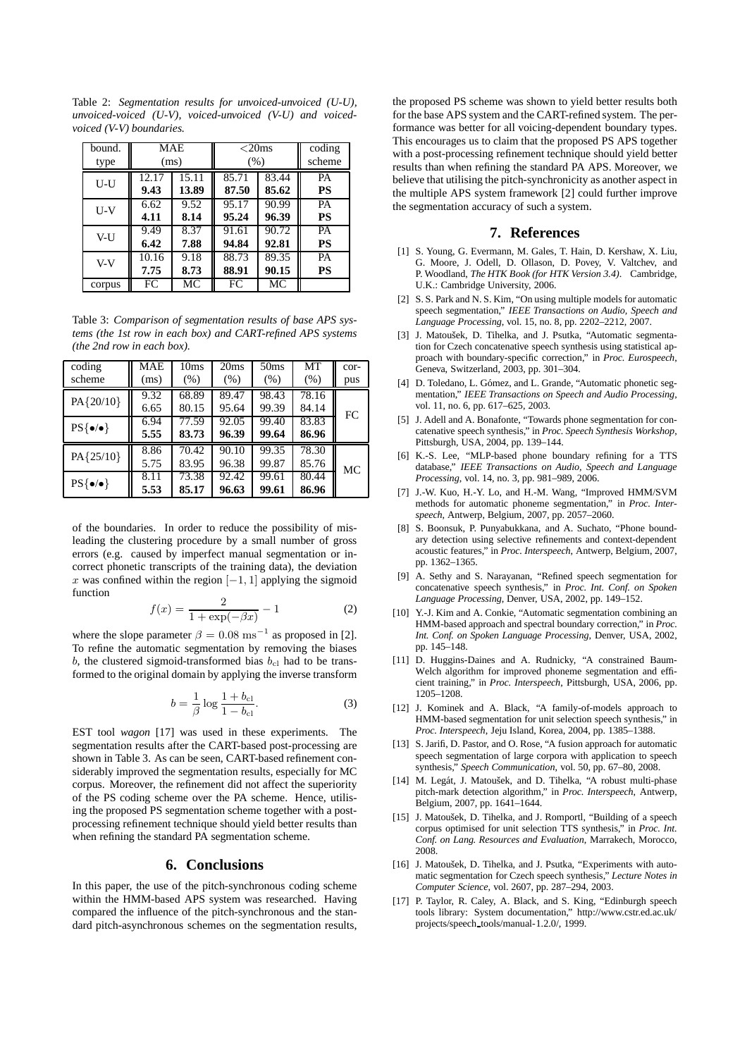Table 2: *Segmentation results for unvoiced-unvoiced (U-U), unvoiced-voiced (U-V), voiced-unvoiced (V-U) and voiced-voiced (V-V) boundaries.*

| bound. type | MAE (ms) | | <20ms (%) | | coding scheme |
|---|---|---|---|---|---|
| U-U | 12.17 | 15.11 | 85.71 | 83.44 | PA |
| | **9.43** | **13.89** | **87.50** | **85.62** | **PS** |
| U-V | 6.62 | 9.52 | 95.17 | 90.99 | PA |
| | **4.11** | **8.14** | **95.24** | **96.39** | **PS** |
| V-U | 9.49 | 8.37 | 91.61 | 90.72 | PA |
| | **6.42** | **7.88** | **94.84** | **92.81** | **PS** |
| V-V | 10.16 | 9.18 | 88.73 | 89.35 | PA |
| | **7.75** | **8.73** | **88.91** | **90.15** | **PS** |
| corpus | FC | MC | FC | MC | |

Table 3: *Comparison of segmentation results of base APS systems (the 1st row in each box) and CART-refined APS systems (the 2nd row in each box).*

| coding scheme | MAE (ms) | 10ms (%) | 20ms (%) | 50ms (%) | MT (%) | corpus |
|---|---|---|---|---|---|---|
| PA{20/10} | 9.32 | 68.89 | 89.47 | 98.43 | 78.16 | FC |
| | 6.65 | 80.15 | 95.64 | 99.39 | 84.14 | |
| PS{•/•} | 6.94 | 77.59 | 92.05 | 99.40 | 83.83 | |
| | **5.55** | **83.73** | **96.39** | **99.64** | **86.96** | |
| PA{25/10} | 8.86 | 70.42 | 90.10 | 99.35 | 78.30 | MC |
| | 5.75 | 83.95 | 96.38 | 99.87 | 85.76 | |
| PS{•/•} | 8.11 | 73.38 | 92.42 | 99.61 | 80.44 | |
| | **5.53** | **85.17** | **96.63** | **99.61** | **86.96** | |

of the boundaries. In order to reduce the possibility of misleading the clustering procedure by a small number of gross errors (e.g. caused by imperfect manual segmentation or incorrect phonetic transcripts of the training data), the deviation $x$ was confined within the region $[-1, 1]$ applying the sigmoid function

$$f(x) = \frac{2}{1 + \exp(-\beta x)} - 1 \tag{2}$$

where the slope parameter $\beta = 0.08\ \mathrm{ms}^{-1}$ as proposed in [2]. To refine the automatic segmentation by removing the biases $b$, the clustered sigmoid-transformed bias $b_{\mathrm{cl}}$ had to be transformed to the original domain by applying the inverse transform

$$b = \frac{1}{\beta} \log \frac{1 + b_{\mathrm{cl}}}{1 - b_{\mathrm{cl}}}. \tag{3}$$

EST tool *wagon* [17] was used in these experiments. The segmentation results after the CART-based post-processing are shown in Table 3. As can be seen, CART-based refinement considerably improved the segmentation results, especially for MC corpus. Moreover, the refinement did not affect the superiority of the PS coding scheme over the PA scheme. Hence, utilising the proposed PS segmentation scheme together with a post-processing refinement technique should yield better results than when refining the standard PA segmentation scheme.

## 6. Conclusions

In this paper, the use of the pitch-synchronous coding scheme within the HMM-based APS system was researched. Having compared the influence of the pitch-synchronous and the standard pitch-asynchronous schemes on the segmentation results, the proposed PS scheme was shown to yield better results both for the base APS system and the CART-refined system. The performance was better for all voicing-dependent boundary types. This encourages us to claim that the proposed PS APS together with a post-processing refinement technique should yield better results than when refining the standard PA APS. Moreover, we believe that utilising the pitch-synchronicity as another aspect in the multiple APS system framework [2] could further improve the segmentation accuracy of such a system.

## 7. References

[1] S. Young, G. Evermann, M. Gales, T. Hain, D. Kershaw, X. Liu, G. Moore, J. Odell, D. Ollason, D. Povey, V. Valtchev, and P. Woodland, *The HTK Book (for HTK Version 3.4)*. Cambridge, U.K.: Cambridge University, 2006.

[2] S. S. Park and N. S. Kim, "On using multiple models for automatic speech segmentation," *IEEE Transactions on Audio, Speech and Language Processing*, vol. 15, no. 8, pp. 2202–2212, 2007.

[3] J. Matoušek, D. Tihelka, and J. Psutka, "Automatic segmentation for Czech concatenative speech synthesis using statistical approach with boundary-specific correction," in *Proc. Eurospeech*, Geneva, Switzerland, 2003, pp. 301–304.

[4] D. Toledano, L. Gómez, and L. Grande, "Automatic phonetic segmentation," *IEEE Transactions on Speech and Audio Processing*, vol. 11, no. 6, pp. 617–625, 2003.

[5] J. Adell and A. Bonafonte, "Towards phone segmentation for concatenative speech synthesis," in *Proc. Speech Synthesis Workshop*, Pittsburgh, USA, 2004, pp. 139–144.

[6] K.-S. Lee, "MLP-based phone boundary refining for a TTS database," *IEEE Transactions on Audio, Speech and Language Processing*, vol. 14, no. 3, pp. 981–989, 2006.

[7] J.-W. Kuo, H.-Y. Lo, and H.-M. Wang, "Improved HMM/SVM methods for automatic phoneme segmentation," in *Proc. Interspeech*, Antwerp, Belgium, 2007, pp. 2057–2060.

[8] S. Boonsuk, P. Punyabukkana, and A. Suchato, "Phone boundary detection using selective refinements and context-dependent acoustic features," in *Proc. Interspeech*, Antwerp, Belgium, 2007, pp. 1362–1365.

[9] A. Sethy and S. Narayanan, "Refined speech segmentation for concatenative speech synthesis," in *Proc. Int. Conf. on Spoken Language Processing*, Denver, USA, 2002, pp. 149–152.

[10] Y.-J. Kim and A. Conkie, "Automatic segmentation combining an HMM-based approach and spectral boundary correction," in *Proc. Int. Conf. on Spoken Language Processing*, Denver, USA, 2002, pp. 145–148.

[11] D. Huggins-Daines and A. Rudnicky, "A constrained Baum-Welch algorithm for improved phoneme segmentation and efficient training," in *Proc. Interspeech*, Pittsburgh, USA, 2006, pp. 1205–1208.

[12] J. Kominek and A. Black, "A family-of-models approach to HMM-based segmentation for unit selection speech synthesis," in *Proc. Interspeech*, Jeju Island, Korea, 2004, pp. 1385–1388.

[13] S. Jarifi, D. Pastor, and O. Rose, "A fusion approach for automatic speech segmentation of large corpora with application to speech synthesis," *Speech Communication*, vol. 50, pp. 67–80, 2008.

[14] M. Legát, J. Matoušek, and D. Tihelka, "A robust multi-phase pitch-mark detection algorithm," in *Proc. Interspeech*, Antwerp, Belgium, 2007, pp. 1641–1644.

[15] J. Matoušek, D. Tihelka, and J. Romportl, "Building of a speech corpus optimised for unit selection TTS synthesis," in *Proc. Int. Conf. on Lang. Resources and Evaluation*, Marrakech, Morocco, 2008.

[16] J. Matoušek, D. Tihelka, and J. Psutka, "Experiments with automatic segmentation for Czech speech synthesis," *Lecture Notes in Computer Science*, vol. 2607, pp. 287–294, 2003.

[17] P. Taylor, R. Caley, A. Black, and S. King, "Edinburgh speech tools library: System documentation," http://www.cstr.ed.ac.uk/projects/speech_tools/manual-1.2.0/, 1999.